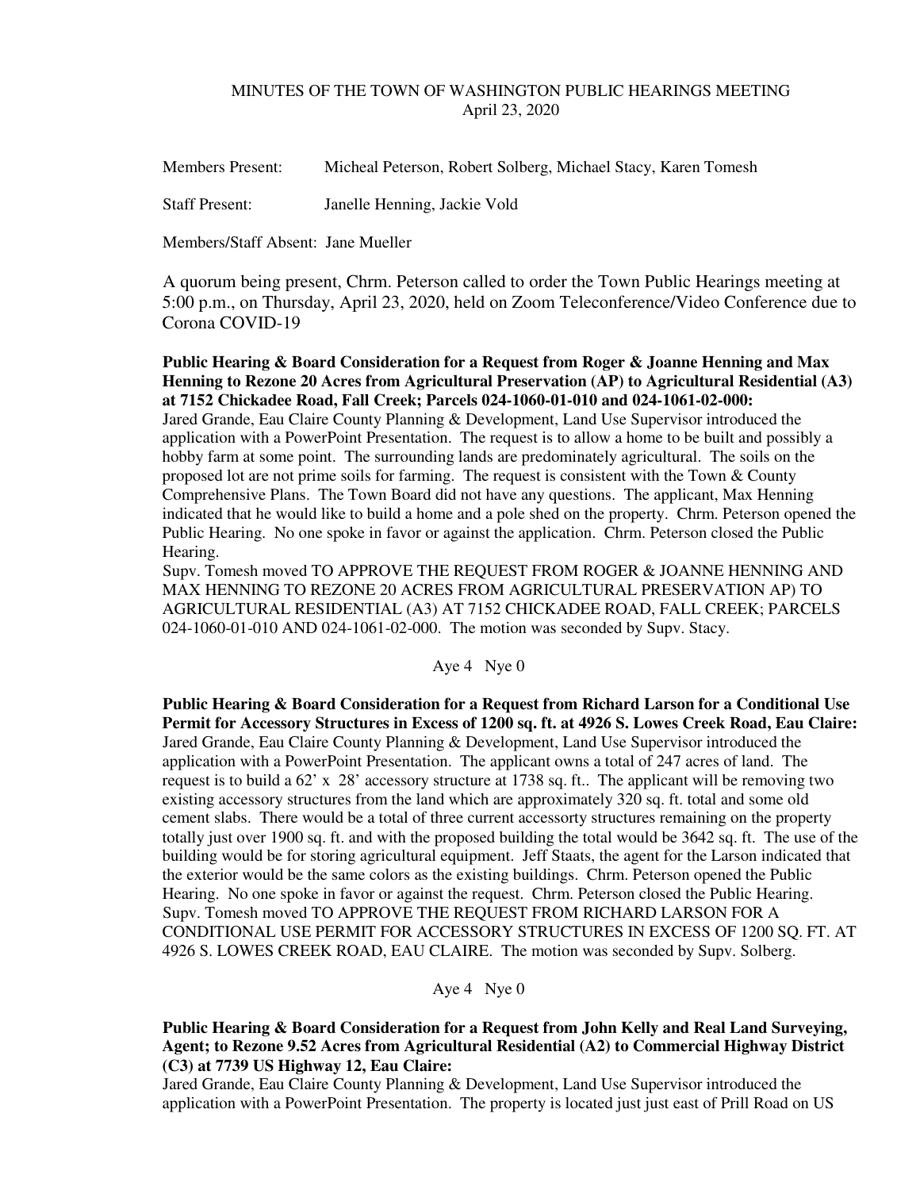MINUTES OF THE TOWN OF WASHINGTON PUBLIC HEARINGS MEETING
April 23, 2020

Members Present: Micheal Peterson, Robert Solberg, Michael Stacy, Karen Tomesh

Staff Present: Janelle Henning, Jackie Vold

Members/Staff Absent: Jane Mueller

A quorum being present, Chrm. Peterson called to order the Town Public Hearings meeting at 5:00 p.m., on Thursday, April 23, 2020, held on Zoom Teleconference/Video Conference due to Corona COVID-19

**Public Hearing & Board Consideration for a Request from Roger & Joanne Henning and Max Henning to Rezone 20 Acres from Agricultural Preservation (AP) to Agricultural Residential (A3) at 7152 Chickadee Road, Fall Creek; Parcels 024-1060-01-010 and 024-1061-02-000:**
Jared Grande, Eau Claire County Planning & Development, Land Use Supervisor introduced the application with a PowerPoint Presentation. The request is to allow a home to be built and possibly a hobby farm at some point. The surrounding lands are predominately agricultural. The soils on the proposed lot are not prime soils for farming. The request is consistent with the Town & County Comprehensive Plans. The Town Board did not have any questions. The applicant, Max Henning indicated that he would like to build a home and a pole shed on the property. Chrm. Peterson opened the Public Hearing. No one spoke in favor or against the application. Chrm. Peterson closed the Public Hearing.
Supv. Tomesh moved TO APPROVE THE REQUEST FROM ROGER & JOANNE HENNING AND MAX HENNING TO REZONE 20 ACRES FROM AGRICULTURAL PRESERVATION AP) TO AGRICULTURAL RESIDENTIAL (A3) AT 7152 CHICKADEE ROAD, FALL CREEK; PARCELS 024-1060-01-010 AND 024-1061-02-000. The motion was seconded by Supv. Stacy.

Aye 4 Nye 0

**Public Hearing & Board Consideration for a Request from Richard Larson for a Conditional Use Permit for Accessory Structures in Excess of 1200 sq. ft. at 4926 S. Lowes Creek Road, Eau Claire:**
Jared Grande, Eau Claire County Planning & Development, Land Use Supervisor introduced the application with a PowerPoint Presentation. The applicant owns a total of 247 acres of land. The request is to build a 62' x 28' accessory structure at 1738 sq. ft.. The applicant will be removing two existing accessory structures from the land which are approximately 320 sq. ft. total and some old cement slabs. There would be a total of three current accessorty structures remaining on the property totally just over 1900 sq. ft. and with the proposed building the total would be 3642 sq. ft. The use of the building would be for storing agricultural equipment. Jeff Staats, the agent for the Larson indicated that the exterior would be the same colors as the existing buildings. Chrm. Peterson opened the Public Hearing. No one spoke in favor or against the request. Chrm. Peterson closed the Public Hearing.
Supv. Tomesh moved TO APPROVE THE REQUEST FROM RICHARD LARSON FOR A CONDITIONAL USE PERMIT FOR ACCESSORY STRUCTURES IN EXCESS OF 1200 SQ. FT. AT 4926 S. LOWES CREEK ROAD, EAU CLAIRE. The motion was seconded by Supv. Solberg.

Aye 4 Nye 0

**Public Hearing & Board Consideration for a Request from John Kelly and Real Land Surveying, Agent; to Rezone 9.52 Acres from Agricultural Residential (A2) to Commercial Highway District (C3) at 7739 US Highway 12, Eau Claire:**
Jared Grande, Eau Claire County Planning & Development, Land Use Supervisor introduced the application with a PowerPoint Presentation. The property is located just just east of Prill Road on US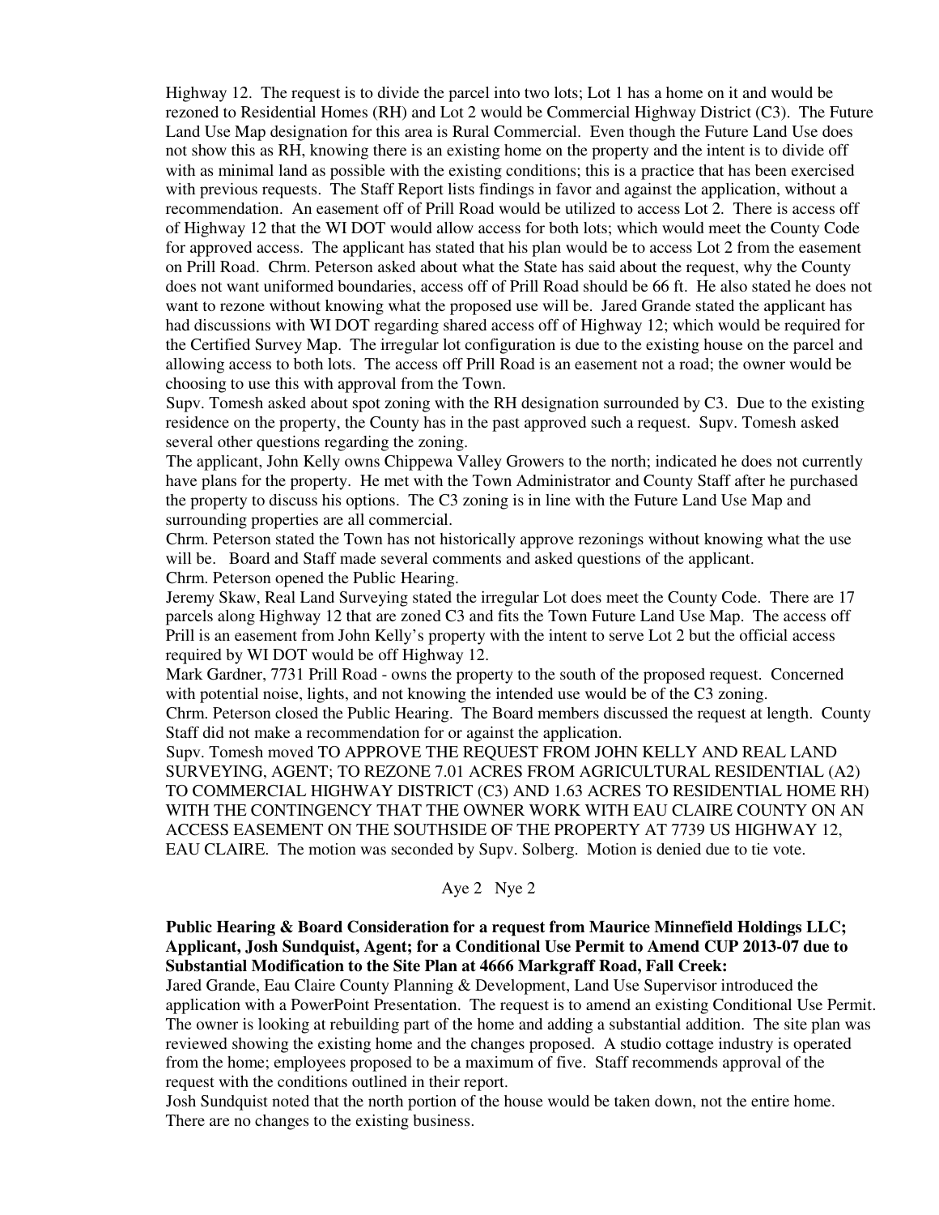Highway 12. The request is to divide the parcel into two lots; Lot 1 has a home on it and would be rezoned to Residential Homes (RH) and Lot 2 would be Commercial Highway District (C3). The Future Land Use Map designation for this area is Rural Commercial. Even though the Future Land Use does not show this as RH, knowing there is an existing home on the property and the intent is to divide off with as minimal land as possible with the existing conditions; this is a practice that has been exercised with previous requests. The Staff Report lists findings in favor and against the application, without a recommendation. An easement off of Prill Road would be utilized to access Lot 2. There is access off of Highway 12 that the WI DOT would allow access for both lots; which would meet the County Code for approved access. The applicant has stated that his plan would be to access Lot 2 from the easement on Prill Road. Chrm. Peterson asked about what the State has said about the request, why the County does not want uniformed boundaries, access off of Prill Road should be 66 ft. He also stated he does not want to rezone without knowing what the proposed use will be. Jared Grande stated the applicant has had discussions with WI DOT regarding shared access off of Highway 12; which would be required for the Certified Survey Map. The irregular lot configuration is due to the existing house on the parcel and allowing access to both lots. The access off Prill Road is an easement not a road; the owner would be choosing to use this with approval from the Town.

Supv. Tomesh asked about spot zoning with the RH designation surrounded by C3. Due to the existing residence on the property, the County has in the past approved such a request. Supv. Tomesh asked several other questions regarding the zoning.

The applicant, John Kelly owns Chippewa Valley Growers to the north; indicated he does not currently have plans for the property. He met with the Town Administrator and County Staff after he purchased the property to discuss his options. The C3 zoning is in line with the Future Land Use Map and surrounding properties are all commercial.

Chrm. Peterson stated the Town has not historically approve rezonings without knowing what the use will be. Board and Staff made several comments and asked questions of the applicant.

Chrm. Peterson opened the Public Hearing.

Jeremy Skaw, Real Land Surveying stated the irregular Lot does meet the County Code. There are 17 parcels along Highway 12 that are zoned C3 and fits the Town Future Land Use Map. The access off Prill is an easement from John Kelly's property with the intent to serve Lot 2 but the official access required by WI DOT would be off Highway 12.

Mark Gardner, 7731 Prill Road - owns the property to the south of the proposed request. Concerned with potential noise, lights, and not knowing the intended use would be of the C3 zoning.

Chrm. Peterson closed the Public Hearing. The Board members discussed the request at length. County Staff did not make a recommendation for or against the application.

Supv. Tomesh moved TO APPROVE THE REQUEST FROM JOHN KELLY AND REAL LAND SURVEYING, AGENT; TO REZONE 7.01 ACRES FROM AGRICULTURAL RESIDENTIAL (A2) TO COMMERCIAL HIGHWAY DISTRICT (C3) AND 1.63 ACRES TO RESIDENTIAL HOME RH) WITH THE CONTINGENCY THAT THE OWNER WORK WITH EAU CLAIRE COUNTY ON AN ACCESS EASEMENT ON THE SOUTHSIDE OF THE PROPERTY AT 7739 US HIGHWAY 12, EAU CLAIRE. The motion was seconded by Supv. Solberg. Motion is denied due to tie vote.

Aye 2 Nye 2

**Public Hearing & Board Consideration for a request from Maurice Minnefield Holdings LLC; Applicant, Josh Sundquist, Agent; for a Conditional Use Permit to Amend CUP 2013-07 due to Substantial Modification to the Site Plan at 4666 Markgraff Road, Fall Creek:**

Jared Grande, Eau Claire County Planning & Development, Land Use Supervisor introduced the application with a PowerPoint Presentation. The request is to amend an existing Conditional Use Permit. The owner is looking at rebuilding part of the home and adding a substantial addition. The site plan was reviewed showing the existing home and the changes proposed. A studio cottage industry is operated from the home; employees proposed to be a maximum of five. Staff recommends approval of the request with the conditions outlined in their report.

Josh Sundquist noted that the north portion of the house would be taken down, not the entire home. There are no changes to the existing business.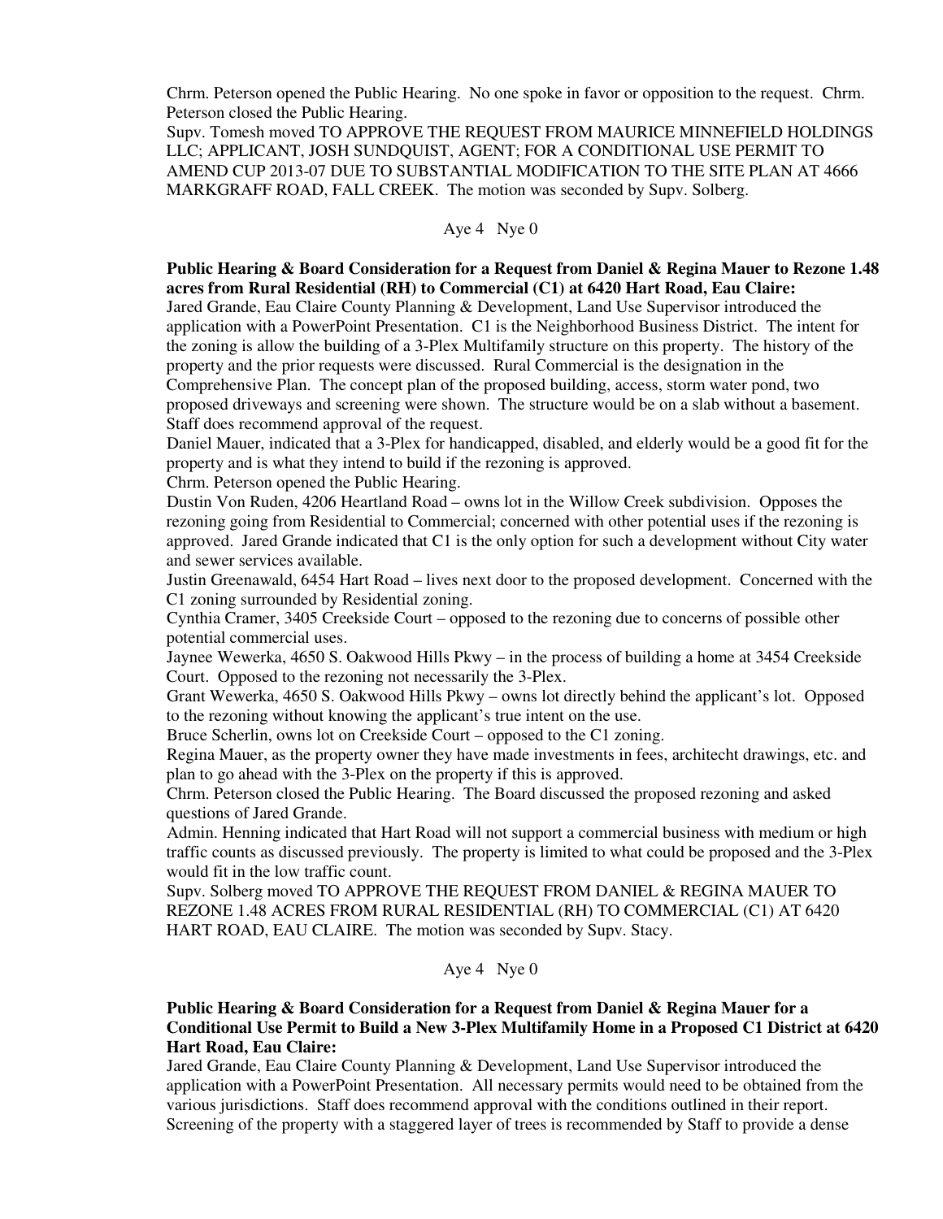Chrm. Peterson opened the Public Hearing. No one spoke in favor or opposition to the request. Chrm. Peterson closed the Public Hearing.
Supv. Tomesh moved TO APPROVE THE REQUEST FROM MAURICE MINNEFIELD HOLDINGS LLC; APPLICANT, JOSH SUNDQUIST, AGENT; FOR A CONDITIONAL USE PERMIT TO AMEND CUP 2013-07 DUE TO SUBSTANTIAL MODIFICATION TO THE SITE PLAN AT 4666 MARKGRAFF ROAD, FALL CREEK. The motion was seconded by Supv. Solberg.

Aye 4 Nye 0

**Public Hearing & Board Consideration for a Request from Daniel & Regina Mauer to Rezone 1.48 acres from Rural Residential (RH) to Commercial (C1) at 6420 Hart Road, Eau Claire:**
Jared Grande, Eau Claire County Planning & Development, Land Use Supervisor introduced the application with a PowerPoint Presentation. C1 is the Neighborhood Business District. The intent for the zoning is allow the building of a 3-Plex Multifamily structure on this property. The history of the property and the prior requests were discussed. Rural Commercial is the designation in the Comprehensive Plan. The concept plan of the proposed building, access, storm water pond, two proposed driveways and screening were shown. The structure would be on a slab without a basement. Staff does recommend approval of the request.
Daniel Mauer, indicated that a 3-Plex for handicapped, disabled, and elderly would be a good fit for the property and is what they intend to build if the rezoning is approved.
Chrm. Peterson opened the Public Hearing.
Dustin Von Ruden, 4206 Heartland Road – owns lot in the Willow Creek subdivision. Opposes the rezoning going from Residential to Commercial; concerned with other potential uses if the rezoning is approved. Jared Grande indicated that C1 is the only option for such a development without City water and sewer services available.
Justin Greenawald, 6454 Hart Road – lives next door to the proposed development. Concerned with the C1 zoning surrounded by Residential zoning.
Cynthia Cramer, 3405 Creekside Court – opposed to the rezoning due to concerns of possible other potential commercial uses.
Jaynee Wewerka, 4650 S. Oakwood Hills Pkwy – in the process of building a home at 3454 Creekside Court. Opposed to the rezoning not necessarily the 3-Plex.
Grant Wewerka, 4650 S. Oakwood Hills Pkwy – owns lot directly behind the applicant's lot. Opposed to the rezoning without knowing the applicant's true intent on the use.
Bruce Scherlin, owns lot on Creekside Court – opposed to the C1 zoning.
Regina Mauer, as the property owner they have made investments in fees, architecht drawings, etc. and plan to go ahead with the 3-Plex on the property if this is approved.
Chrm. Peterson closed the Public Hearing. The Board discussed the proposed rezoning and asked questions of Jared Grande.
Admin. Henning indicated that Hart Road will not support a commercial business with medium or high traffic counts as discussed previously. The property is limited to what could be proposed and the 3-Plex would fit in the low traffic count.
Supv. Solberg moved TO APPROVE THE REQUEST FROM DANIEL & REGINA MAUER TO REZONE 1.48 ACRES FROM RURAL RESIDENTIAL (RH) TO COMMERCIAL (C1) AT 6420 HART ROAD, EAU CLAIRE. The motion was seconded by Supv. Stacy.

Aye 4 Nye 0

**Public Hearing & Board Consideration for a Request from Daniel & Regina Mauer for a Conditional Use Permit to Build a New 3-Plex Multifamily Home in a Proposed C1 District at 6420 Hart Road, Eau Claire:**
Jared Grande, Eau Claire County Planning & Development, Land Use Supervisor introduced the application with a PowerPoint Presentation. All necessary permits would need to be obtained from the various jurisdictions. Staff does recommend approval with the conditions outlined in their report. Screening of the property with a staggered layer of trees is recommended by Staff to provide a dense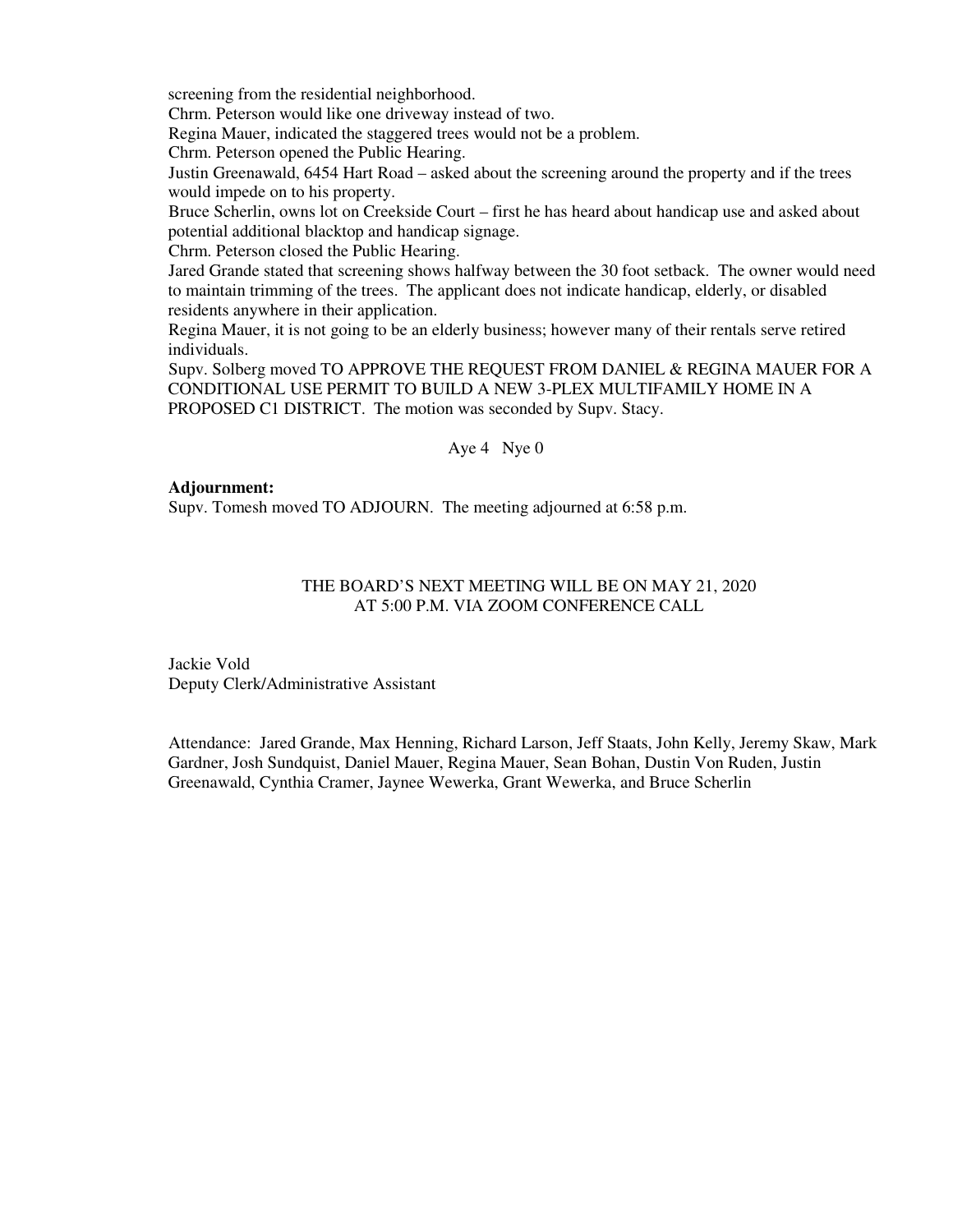screening from the residential neighborhood.

Chrm. Peterson would like one driveway instead of two.

Regina Mauer, indicated the staggered trees would not be a problem.

Chrm. Peterson opened the Public Hearing.

Justin Greenawald, 6454 Hart Road – asked about the screening around the property and if the trees would impede on to his property.

Bruce Scherlin, owns lot on Creekside Court – first he has heard about handicap use and asked about potential additional blacktop and handicap signage.

Chrm. Peterson closed the Public Hearing.

Jared Grande stated that screening shows halfway between the 30 foot setback. The owner would need to maintain trimming of the trees. The applicant does not indicate handicap, elderly, or disabled residents anywhere in their application.

Regina Mauer, it is not going to be an elderly business; however many of their rentals serve retired individuals.

Supv. Solberg moved TO APPROVE THE REQUEST FROM DANIEL & REGINA MAUER FOR A CONDITIONAL USE PERMIT TO BUILD A NEW 3-PLEX MULTIFAMILY HOME IN A PROPOSED C1 DISTRICT. The motion was seconded by Supv. Stacy.

Aye 4 Nye 0

**Adjournment:**

Supv. Tomesh moved TO ADJOURN. The meeting adjourned at 6:58 p.m.

THE BOARD'S NEXT MEETING WILL BE ON MAY 21, 2020
AT 5:00 P.M. VIA ZOOM CONFERENCE CALL

Jackie Vold
Deputy Clerk/Administrative Assistant

Attendance: Jared Grande, Max Henning, Richard Larson, Jeff Staats, John Kelly, Jeremy Skaw, Mark Gardner, Josh Sundquist, Daniel Mauer, Regina Mauer, Sean Bohan, Dustin Von Ruden, Justin Greenawald, Cynthia Cramer, Jaynee Wewerka, Grant Wewerka, and Bruce Scherlin